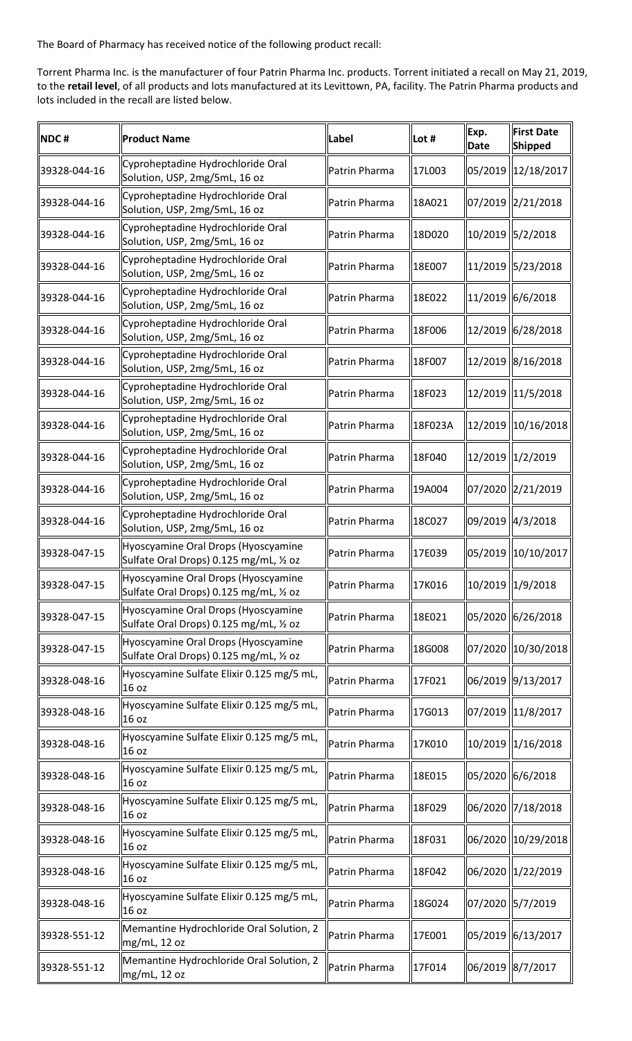The Board of Pharmacy has received notice of the following product recall:

Torrent Pharma Inc. is the manufacturer of four Patrin Pharma Inc. products. Torrent initiated a recall on May 21, 2019, to the **retail level**, of all products and lots manufactured at its Levittown, PA, facility. The Patrin Pharma products and lots included in the recall are listed below.

| NDC # | Product Name | Label | Lot # | Exp. Date | First Date Shipped |
|---|---|---|---|---|---|
| 39328-044-16 | Cyproheptadine Hydrochloride Oral Solution, USP, 2mg/5mL, 16 oz | Patrin Pharma | 17L003 | 05/2019 | 12/18/2017 |
| 39328-044-16 | Cyproheptadine Hydrochloride Oral Solution, USP, 2mg/5mL, 16 oz | Patrin Pharma | 18A021 | 07/2019 | 2/21/2018 |
| 39328-044-16 | Cyproheptadine Hydrochloride Oral Solution, USP, 2mg/5mL, 16 oz | Patrin Pharma | 18D020 | 10/2019 | 5/2/2018 |
| 39328-044-16 | Cyproheptadine Hydrochloride Oral Solution, USP, 2mg/5mL, 16 oz | Patrin Pharma | 18E007 | 11/2019 | 5/23/2018 |
| 39328-044-16 | Cyproheptadine Hydrochloride Oral Solution, USP, 2mg/5mL, 16 oz | Patrin Pharma | 18E022 | 11/2019 | 6/6/2018 |
| 39328-044-16 | Cyproheptadine Hydrochloride Oral Solution, USP, 2mg/5mL, 16 oz | Patrin Pharma | 18F006 | 12/2019 | 6/28/2018 |
| 39328-044-16 | Cyproheptadine Hydrochloride Oral Solution, USP, 2mg/5mL, 16 oz | Patrin Pharma | 18F007 | 12/2019 | 8/16/2018 |
| 39328-044-16 | Cyproheptadine Hydrochloride Oral Solution, USP, 2mg/5mL, 16 oz | Patrin Pharma | 18F023 | 12/2019 | 11/5/2018 |
| 39328-044-16 | Cyproheptadine Hydrochloride Oral Solution, USP, 2mg/5mL, 16 oz | Patrin Pharma | 18F023A | 12/2019 | 10/16/2018 |
| 39328-044-16 | Cyproheptadine Hydrochloride Oral Solution, USP, 2mg/5mL, 16 oz | Patrin Pharma | 18F040 | 12/2019 | 1/2/2019 |
| 39328-044-16 | Cyproheptadine Hydrochloride Oral Solution, USP, 2mg/5mL, 16 oz | Patrin Pharma | 19A004 | 07/2020 | 2/21/2019 |
| 39328-044-16 | Cyproheptadine Hydrochloride Oral Solution, USP, 2mg/5mL, 16 oz | Patrin Pharma | 18C027 | 09/2019 | 4/3/2018 |
| 39328-047-15 | Hyoscyamine Oral Drops (Hyoscyamine Sulfate Oral Drops) 0.125 mg/mL, ½ oz | Patrin Pharma | 17E039 | 05/2019 | 10/10/2017 |
| 39328-047-15 | Hyoscyamine Oral Drops (Hyoscyamine Sulfate Oral Drops) 0.125 mg/mL, ½ oz | Patrin Pharma | 17K016 | 10/2019 | 1/9/2018 |
| 39328-047-15 | Hyoscyamine Oral Drops (Hyoscyamine Sulfate Oral Drops) 0.125 mg/mL, ½ oz | Patrin Pharma | 18E021 | 05/2020 | 6/26/2018 |
| 39328-047-15 | Hyoscyamine Oral Drops (Hyoscyamine Sulfate Oral Drops) 0.125 mg/mL, ½ oz | Patrin Pharma | 18G008 | 07/2020 | 10/30/2018 |
| 39328-048-16 | Hyoscyamine Sulfate Elixir 0.125 mg/5 mL, 16 oz | Patrin Pharma | 17F021 | 06/2019 | 9/13/2017 |
| 39328-048-16 | Hyoscyamine Sulfate Elixir 0.125 mg/5 mL, 16 oz | Patrin Pharma | 17G013 | 07/2019 | 11/8/2017 |
| 39328-048-16 | Hyoscyamine Sulfate Elixir 0.125 mg/5 mL, 16 oz | Patrin Pharma | 17K010 | 10/2019 | 1/16/2018 |
| 39328-048-16 | Hyoscyamine Sulfate Elixir 0.125 mg/5 mL, 16 oz | Patrin Pharma | 18E015 | 05/2020 | 6/6/2018 |
| 39328-048-16 | Hyoscyamine Sulfate Elixir 0.125 mg/5 mL, 16 oz | Patrin Pharma | 18F029 | 06/2020 | 7/18/2018 |
| 39328-048-16 | Hyoscyamine Sulfate Elixir 0.125 mg/5 mL, 16 oz | Patrin Pharma | 18F031 | 06/2020 | 10/29/2018 |
| 39328-048-16 | Hyoscyamine Sulfate Elixir 0.125 mg/5 mL, 16 oz | Patrin Pharma | 18F042 | 06/2020 | 1/22/2019 |
| 39328-048-16 | Hyoscyamine Sulfate Elixir 0.125 mg/5 mL, 16 oz | Patrin Pharma | 18G024 | 07/2020 | 5/7/2019 |
| 39328-551-12 | Memantine Hydrochloride Oral Solution, 2 mg/mL, 12 oz | Patrin Pharma | 17E001 | 05/2019 | 6/13/2017 |
| 39328-551-12 | Memantine Hydrochloride Oral Solution, 2 mg/mL, 12 oz | Patrin Pharma | 17F014 | 06/2019 | 8/7/2017 |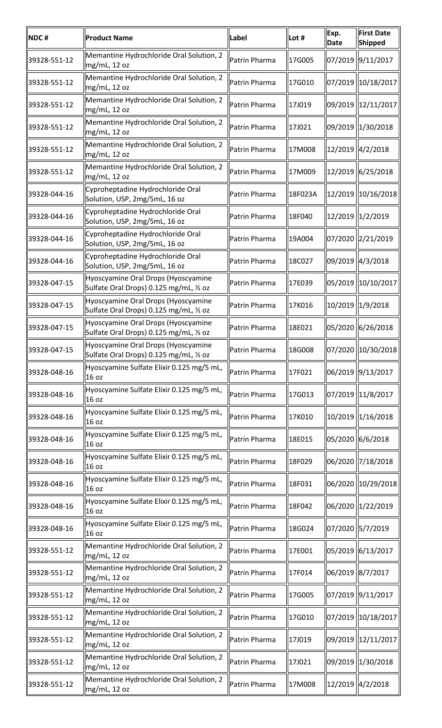| NDC # | Product Name | Label | Lot # | Exp. Date | First Date Shipped |
| --- | --- | --- | --- | --- | --- |
| 39328-551-12 | Memantine Hydrochloride Oral Solution, 2 mg/mL, 12 oz | Patrin Pharma | 17G005 | 07/2019 | 9/11/2017 |
| 39328-551-12 | Memantine Hydrochloride Oral Solution, 2 mg/mL, 12 oz | Patrin Pharma | 17G010 | 07/2019 | 10/18/2017 |
| 39328-551-12 | Memantine Hydrochloride Oral Solution, 2 mg/mL, 12 oz | Patrin Pharma | 17J019 | 09/2019 | 12/11/2017 |
| 39328-551-12 | Memantine Hydrochloride Oral Solution, 2 mg/mL, 12 oz | Patrin Pharma | 17J021 | 09/2019 | 1/30/2018 |
| 39328-551-12 | Memantine Hydrochloride Oral Solution, 2 mg/mL, 12 oz | Patrin Pharma | 17M008 | 12/2019 | 4/2/2018 |
| 39328-551-12 | Memantine Hydrochloride Oral Solution, 2 mg/mL, 12 oz | Patrin Pharma | 17M009 | 12/2019 | 6/25/2018 |
| 39328-044-16 | Cyproheptadine Hydrochloride Oral Solution, USP, 2mg/5mL, 16 oz | Patrin Pharma | 18F023A | 12/2019 | 10/16/2018 |
| 39328-044-16 | Cyproheptadine Hydrochloride Oral Solution, USP, 2mg/5mL, 16 oz | Patrin Pharma | 18F040 | 12/2019 | 1/2/2019 |
| 39328-044-16 | Cyproheptadine Hydrochloride Oral Solution, USP, 2mg/5mL, 16 oz | Patrin Pharma | 19A004 | 07/2020 | 2/21/2019 |
| 39328-044-16 | Cyproheptadine Hydrochloride Oral Solution, USP, 2mg/5mL, 16 oz | Patrin Pharma | 18C027 | 09/2019 | 4/3/2018 |
| 39328-047-15 | Hyoscyamine Oral Drops (Hyoscyamine Sulfate Oral Drops) 0.125 mg/mL, ½ oz | Patrin Pharma | 17E039 | 05/2019 | 10/10/2017 |
| 39328-047-15 | Hyoscyamine Oral Drops (Hyoscyamine Sulfate Oral Drops) 0.125 mg/mL, ½ oz | Patrin Pharma | 17K016 | 10/2019 | 1/9/2018 |
| 39328-047-15 | Hyoscyamine Oral Drops (Hyoscyamine Sulfate Oral Drops) 0.125 mg/mL, ½ oz | Patrin Pharma | 18E021 | 05/2020 | 6/26/2018 |
| 39328-047-15 | Hyoscyamine Oral Drops (Hyoscyamine Sulfate Oral Drops) 0.125 mg/mL, ½ oz | Patrin Pharma | 18G008 | 07/2020 | 10/30/2018 |
| 39328-048-16 | Hyoscyamine Sulfate Elixir 0.125 mg/5 mL, 16 oz | Patrin Pharma | 17F021 | 06/2019 | 9/13/2017 |
| 39328-048-16 | Hyoscyamine Sulfate Elixir 0.125 mg/5 mL, 16 oz | Patrin Pharma | 17G013 | 07/2019 | 11/8/2017 |
| 39328-048-16 | Hyoscyamine Sulfate Elixir 0.125 mg/5 mL, 16 oz | Patrin Pharma | 17K010 | 10/2019 | 1/16/2018 |
| 39328-048-16 | Hyoscyamine Sulfate Elixir 0.125 mg/5 mL, 16 oz | Patrin Pharma | 18E015 | 05/2020 | 6/6/2018 |
| 39328-048-16 | Hyoscyamine Sulfate Elixir 0.125 mg/5 mL, 16 oz | Patrin Pharma | 18F029 | 06/2020 | 7/18/2018 |
| 39328-048-16 | Hyoscyamine Sulfate Elixir 0.125 mg/5 mL, 16 oz | Patrin Pharma | 18F031 | 06/2020 | 10/29/2018 |
| 39328-048-16 | Hyoscyamine Sulfate Elixir 0.125 mg/5 mL, 16 oz | Patrin Pharma | 18F042 | 06/2020 | 1/22/2019 |
| 39328-048-16 | Hyoscyamine Sulfate Elixir 0.125 mg/5 mL, 16 oz | Patrin Pharma | 18G024 | 07/2020 | 5/7/2019 |
| 39328-551-12 | Memantine Hydrochloride Oral Solution, 2 mg/mL, 12 oz | Patrin Pharma | 17E001 | 05/2019 | 6/13/2017 |
| 39328-551-12 | Memantine Hydrochloride Oral Solution, 2 mg/mL, 12 oz | Patrin Pharma | 17F014 | 06/2019 | 8/7/2017 |
| 39328-551-12 | Memantine Hydrochloride Oral Solution, 2 mg/mL, 12 oz | Patrin Pharma | 17G005 | 07/2019 | 9/11/2017 |
| 39328-551-12 | Memantine Hydrochloride Oral Solution, 2 mg/mL, 12 oz | Patrin Pharma | 17G010 | 07/2019 | 10/18/2017 |
| 39328-551-12 | Memantine Hydrochloride Oral Solution, 2 mg/mL, 12 oz | Patrin Pharma | 17J019 | 09/2019 | 12/11/2017 |
| 39328-551-12 | Memantine Hydrochloride Oral Solution, 2 mg/mL, 12 oz | Patrin Pharma | 17J021 | 09/2019 | 1/30/2018 |
| 39328-551-12 | Memantine Hydrochloride Oral Solution, 2 mg/mL, 12 oz | Patrin Pharma | 17M008 | 12/2019 | 4/2/2018 |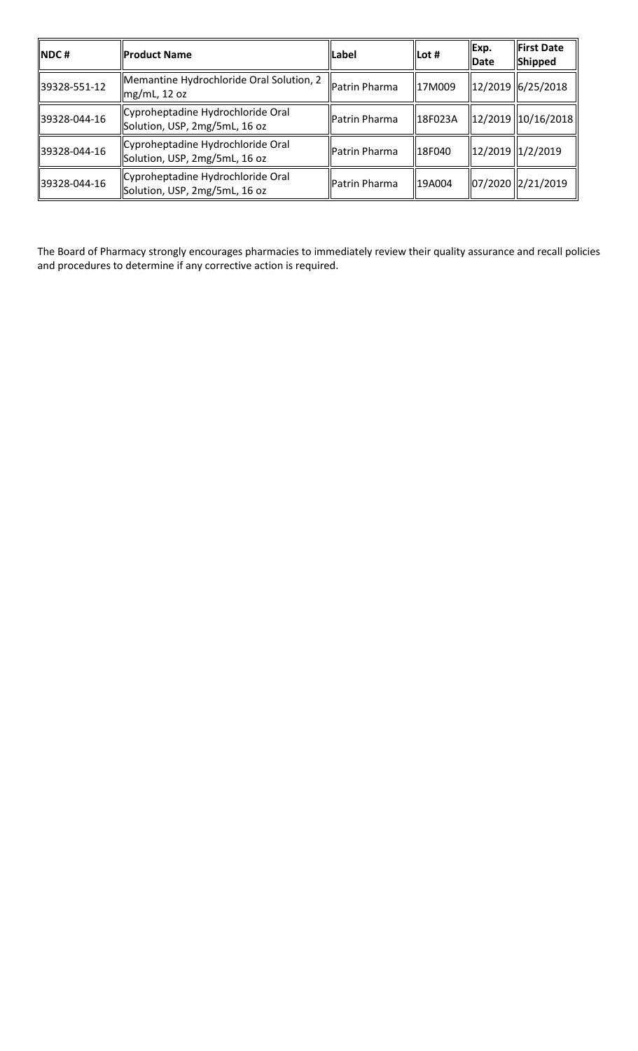| NDC # | Product Name | Label | Lot # | Exp. Date | First Date Shipped |
|---|---|---|---|---|---|
| 39328-551-12 | Memantine Hydrochloride Oral Solution, 2 mg/mL, 12 oz | Patrin Pharma | 17M009 | 12/2019 | 6/25/2018 |
| 39328-044-16 | Cyproheptadine Hydrochloride Oral Solution, USP, 2mg/5mL, 16 oz | Patrin Pharma | 18F023A | 12/2019 | 10/16/2018 |
| 39328-044-16 | Cyproheptadine Hydrochloride Oral Solution, USP, 2mg/5mL, 16 oz | Patrin Pharma | 18F040 | 12/2019 | 1/2/2019 |
| 39328-044-16 | Cyproheptadine Hydrochloride Oral Solution, USP, 2mg/5mL, 16 oz | Patrin Pharma | 19A004 | 07/2020 | 2/21/2019 |

The Board of Pharmacy strongly encourages pharmacies to immediately review their quality assurance and recall policies and procedures to determine if any corrective action is required.